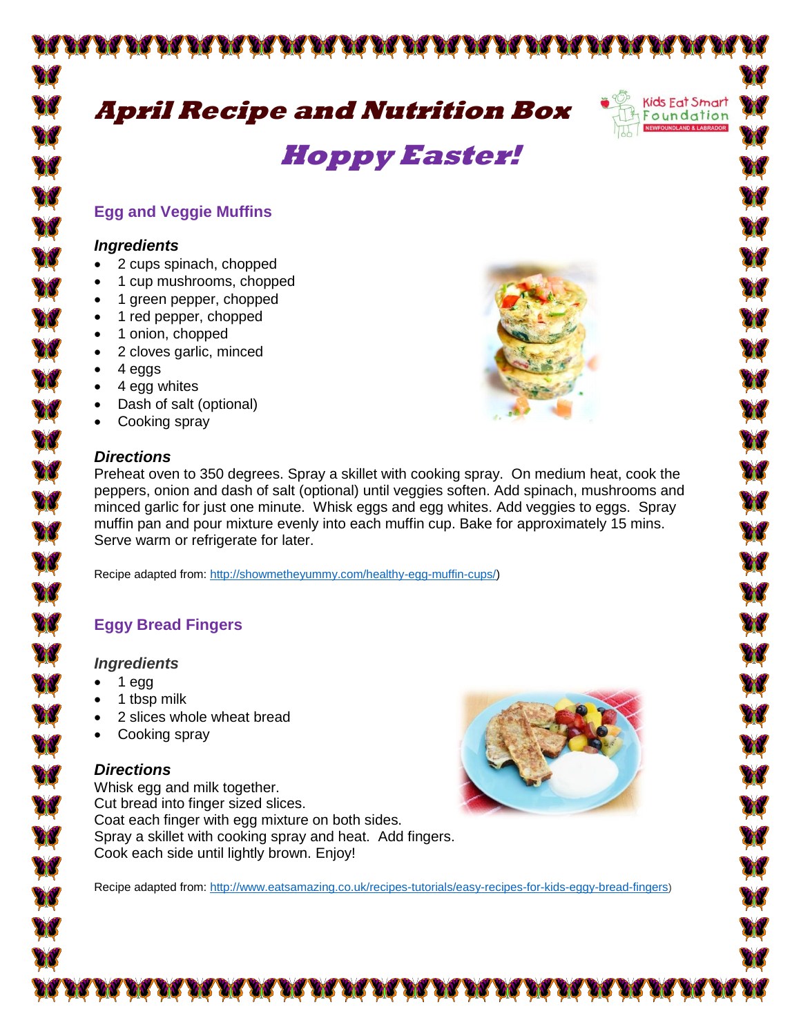# April Recipe and Nutrition Box

Kids Eat Smart Foundation
NEWFOUNDLAND & LABRADOR

## Hoppy Easter!

### Egg and Veggie Muffins

#### *Ingredients*

- 2 cups spinach, chopped
- 1 cup mushrooms, chopped
- 1 green pepper, chopped
- 1 red pepper, chopped
- 1 onion, chopped
- 2 cloves garlic, minced
- 4 eggs
- 4 egg whites
- Dash of salt (optional)
- Cooking spray

#### *Directions*

Preheat oven to 350 degrees. Spray a skillet with cooking spray. On medium heat, cook the peppers, onion and dash of salt (optional) until veggies soften. Add spinach, mushrooms and minced garlic for just one minute. Whisk eggs and egg whites. Add veggies to eggs. Spray muffin pan and pour mixture evenly into each muffin cup. Bake for approximately 15 mins. Serve warm or refrigerate for later.

Recipe adapted from: http://showmetheyummy.com/healthy-egg-muffin-cups/)

### Eggy Bread Fingers

#### *Ingredients*

- 1 egg
- 1 tbsp milk
- 2 slices whole wheat bread
- Cooking spray

#### *Directions*

Whisk egg and milk together.
Cut bread into finger sized slices.
Coat each finger with egg mixture on both sides.
Spray a skillet with cooking spray and heat. Add fingers.
Cook each side until lightly brown. Enjoy!

Recipe adapted from: http://www.eatsamazing.co.uk/recipes-tutorials/easy-recipes-for-kids-eggy-bread-fingers)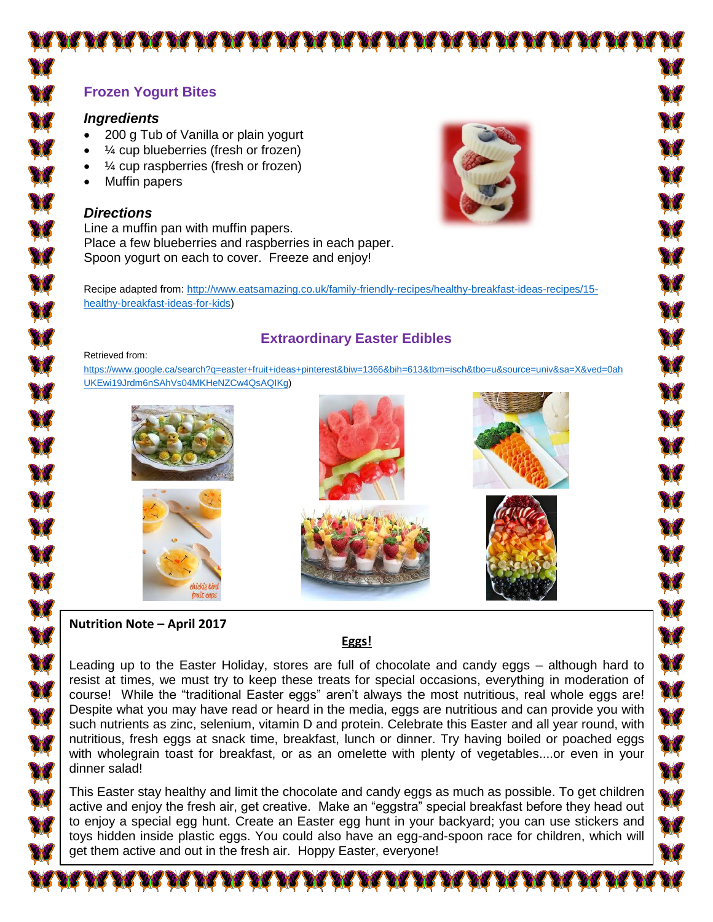## Frozen Yogurt Bites

### *Ingredients*

- 200 g Tub of Vanilla or plain yogurt
- ¼ cup blueberries (fresh or frozen)
- ¼ cup raspberries (fresh or frozen)
- Muffin papers

### *Directions*

Line a muffin pan with muffin papers.
Place a few blueberries and raspberries in each paper.
Spoon yogurt on each to cover. Freeze and enjoy!

Recipe adapted from: http://www.eatsamazing.co.uk/family-friendly-recipes/healthy-breakfast-ideas-recipes/15-healthy-breakfast-ideas-for-kids)

## Extraordinary Easter Edibles

Retrieved from: https://www.google.ca/search?q=easter+fruit+ideas+pinterest&biw=1366&bih=613&tbm=isch&tbo=u&source=univ&sa=X&ved=0ahUKEwi19Jrdm6nSAhVs04MKHeNZCw4QsAQIKg)

**Nutrition Note – April 2017**

**Eggs!**

Leading up to the Easter Holiday, stores are full of chocolate and candy eggs – although hard to resist at times, we must try to keep these treats for special occasions, everything in moderation of course! While the "traditional Easter eggs" aren't always the most nutritious, real whole eggs are! Despite what you may have read or heard in the media, eggs are nutritious and can provide you with such nutrients as zinc, selenium, vitamin D and protein. Celebrate this Easter and all year round, with nutritious, fresh eggs at snack time, breakfast, lunch or dinner. Try having boiled or poached eggs with wholegrain toast for breakfast, or as an omelette with plenty of vegetables....or even in your dinner salad!

This Easter stay healthy and limit the chocolate and candy eggs as much as possible. To get children active and enjoy the fresh air, get creative. Make an "eggstra" special breakfast before they head out to enjoy a special egg hunt. Create an Easter egg hunt in your backyard; you can use stickers and toys hidden inside plastic eggs. You could also have an egg-and-spoon race for children, which will get them active and out in the fresh air. Hoppy Easter, everyone!